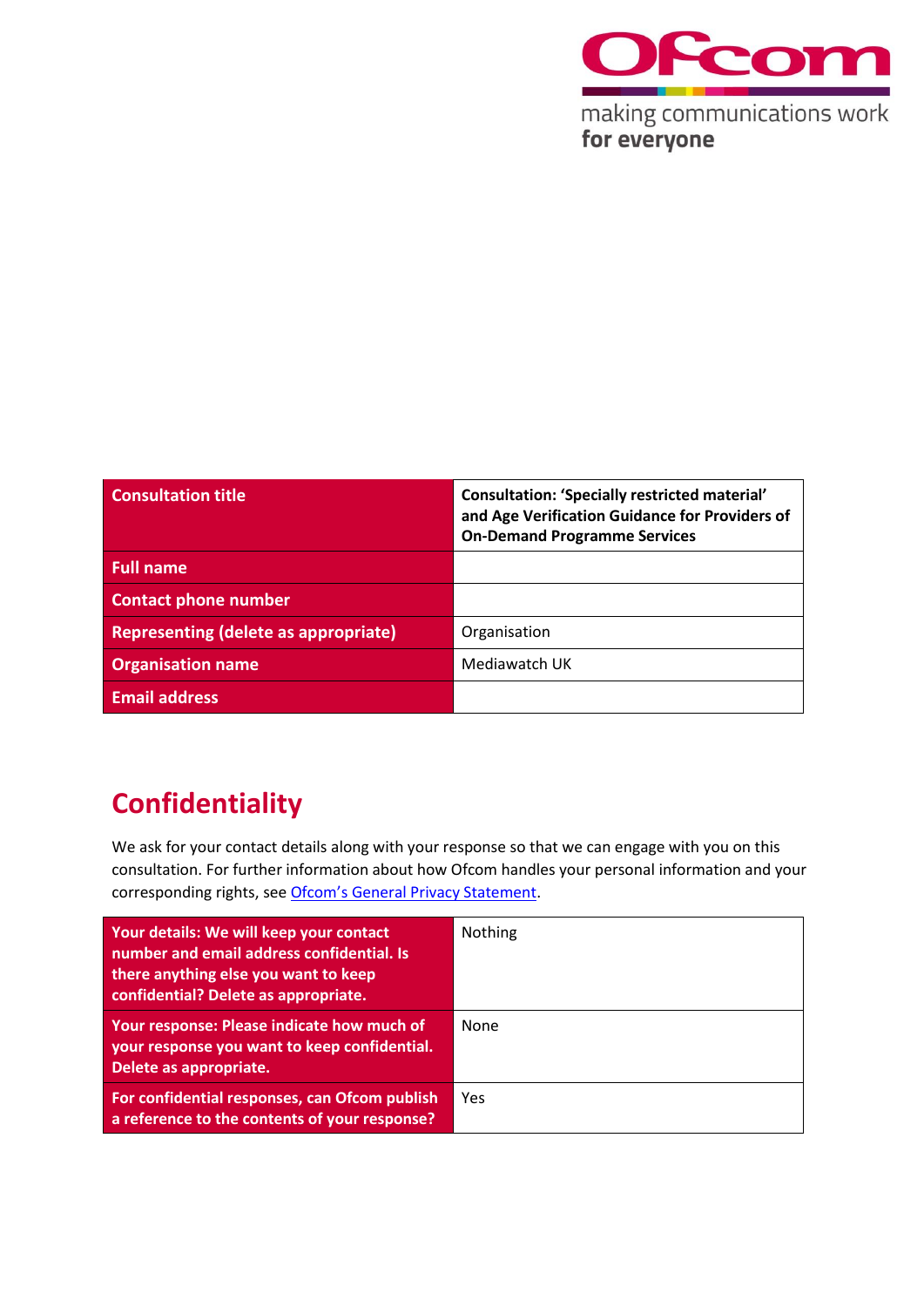| Consultation title | Consultation: 'Specially restricted material' and Age Verification Guidance for Providers of On-Demand Programme Services |
|---|---|
| Full name | |
| Contact phone number | |
| Representing (delete as appropriate) | Organisation |
| Organisation name | Mediawatch UK |
| Email address | |

## Confidentiality

We ask for your contact details along with your response so that we can engage with you on this consultation. For further information about how Ofcom handles your personal information and your corresponding rights, see Ofcom's General Privacy Statement.

| Your details: We will keep your contact number and email address confidential. Is there anything else you want to keep confidential? Delete as appropriate. | Nothing |
|---|---|
| Your response: Please indicate how much of your response you want to keep confidential. Delete as appropriate. | None |
| For confidential responses, can Ofcom publish a reference to the contents of your response? | Yes |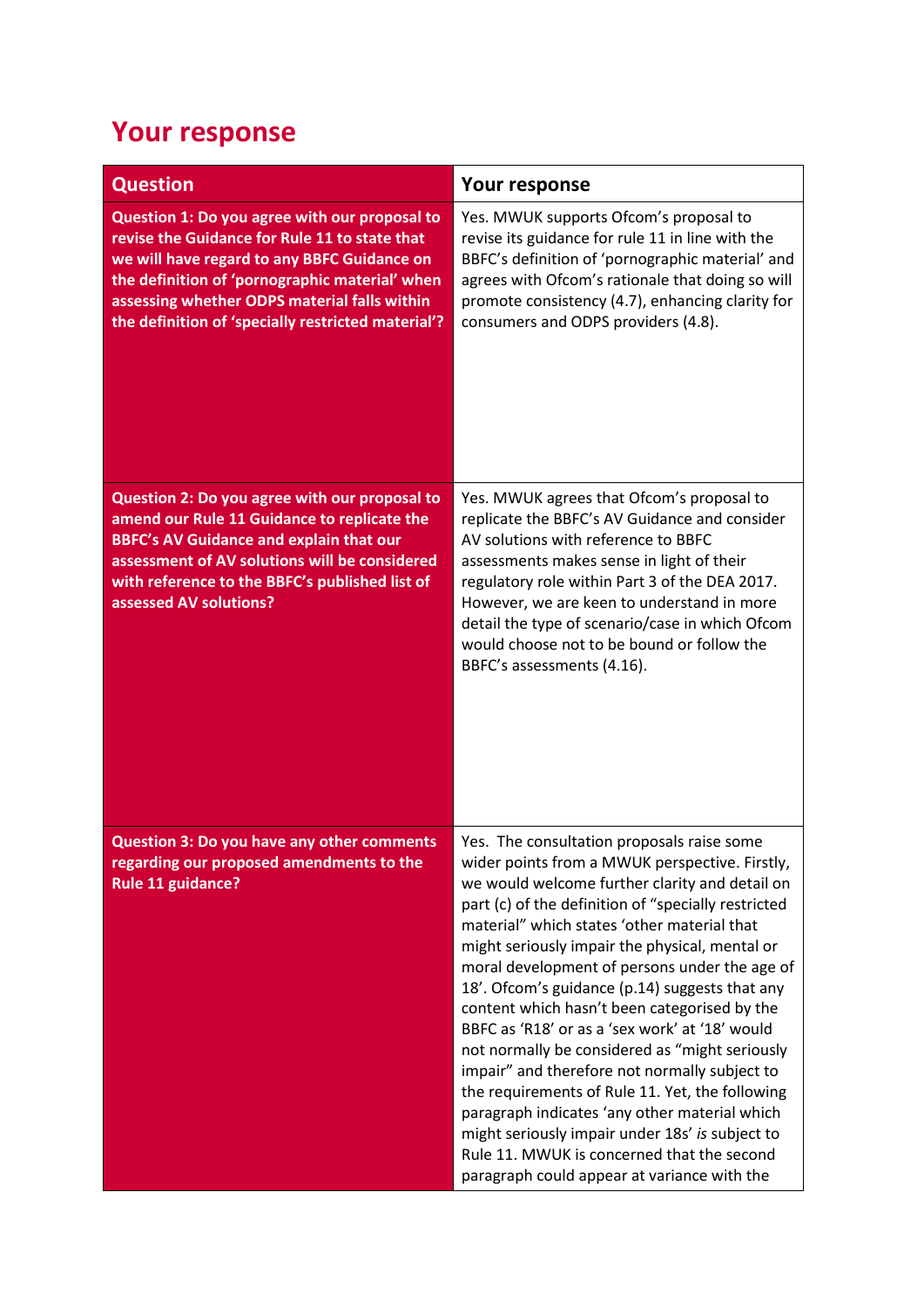## Your response

| Question | Your response |
|---|---|
| **Question 1: Do you agree with our proposal to revise the Guidance for Rule 11 to state that we will have regard to any BBFC Guidance on the definition of 'pornographic material' when assessing whether ODPS material falls within the definition of 'specially restricted material'?** | Yes. MWUK supports Ofcom's proposal to revise its guidance for rule 11 in line with the BBFC's definition of 'pornographic material' and agrees with Ofcom's rationale that doing so will promote consistency (4.7), enhancing clarity for consumers and ODPS providers (4.8). |
| **Question 2: Do you agree with our proposal to amend our Rule 11 Guidance to replicate the BBFC's AV Guidance and explain that our assessment of AV solutions will be considered with reference to the BBFC's published list of assessed AV solutions?** | Yes. MWUK agrees that Ofcom's proposal to replicate the BBFC's AV Guidance and consider AV solutions with reference to BBFC assessments makes sense in light of their regulatory role within Part 3 of the DEA 2017. However, we are keen to understand in more detail the type of scenario/case in which Ofcom would choose not to be bound or follow the BBFC's assessments (4.16). |
| **Question 3: Do you have any other comments regarding our proposed amendments to the Rule 11 guidance?** | Yes. The consultation proposals raise some wider points from a MWUK perspective. Firstly, we would welcome further clarity and detail on part (c) of the definition of "specially restricted material" which states 'other material that might seriously impair the physical, mental or moral development of persons under the age of 18'. Ofcom's guidance (p.14) suggests that any content which hasn't been categorised by the BBFC as 'R18' or as a 'sex work' at '18' would not normally be considered as "might seriously impair" and therefore not normally subject to the requirements of Rule 11. Yet, the following paragraph indicates 'any other material which might seriously impair under 18s' *is* subject to Rule 11. MWUK is concerned that the second paragraph could appear at variance with the |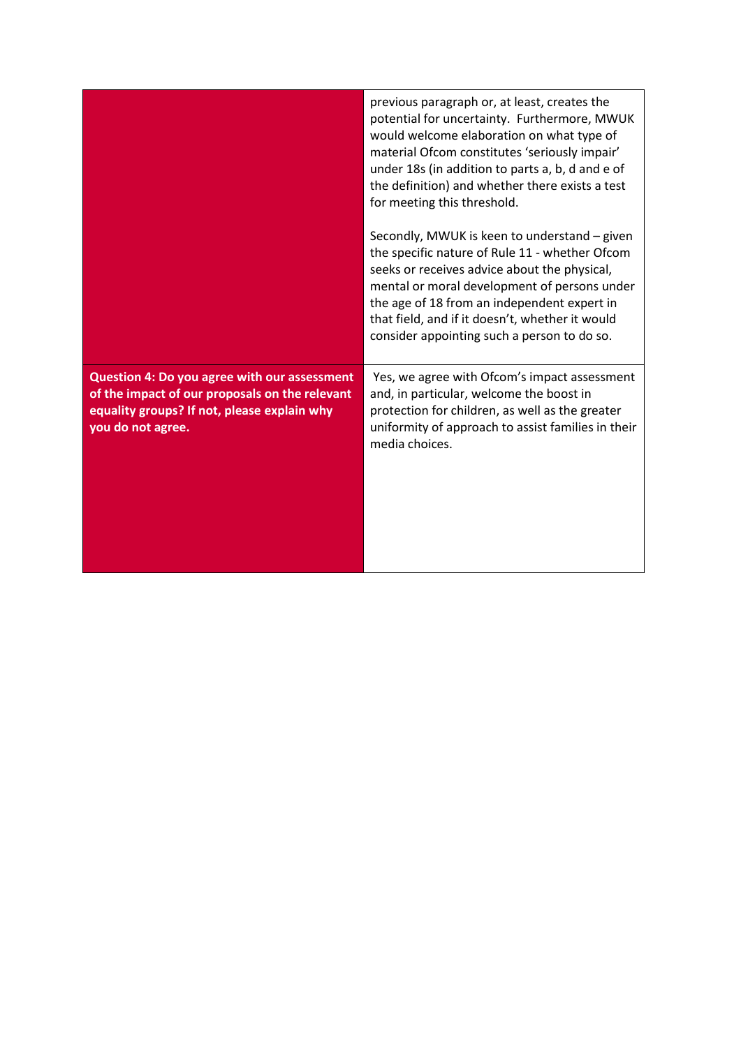| | |
|---|---|
| | previous paragraph or, at least, creates the potential for uncertainty. Furthermore, MWUK would welcome elaboration on what type of material Ofcom constitutes 'seriously impair' under 18s (in addition to parts a, b, d and e of the definition) and whether there exists a test for meeting this threshold.<br><br>Secondly, MWUK is keen to understand – given the specific nature of Rule 11 - whether Ofcom seeks or receives advice about the physical, mental or moral development of persons under the age of 18 from an independent expert in that field, and if it doesn't, whether it would consider appointing such a person to do so. |
| **Question 4: Do you agree with our assessment of the impact of our proposals on the relevant equality groups? If not, please explain why you do not agree.** | Yes, we agree with Ofcom's impact assessment and, in particular, welcome the boost in protection for children, as well as the greater uniformity of approach to assist families in their media choices. |